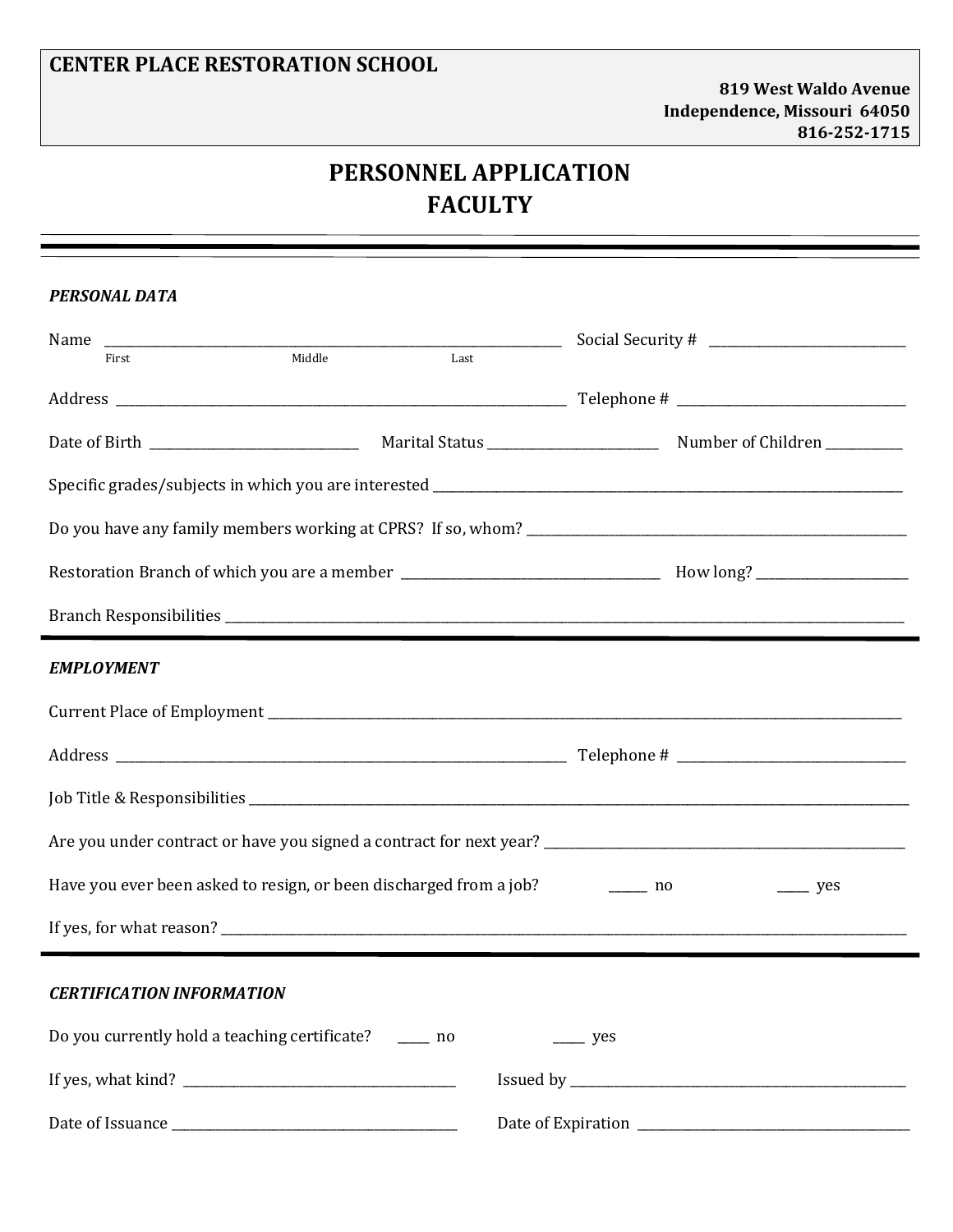**CENTER PLACE RESTORATION SCHOOL**

**819 West Waldo Avenue**
**Independence, Missouri 64050**
**816-252-1715**

# PERSONNEL APPLICATION
# FACULTY

---

***PERSONAL DATA***

Name ______________________________________________ Social Security # ____________________
First Middle Last

Address ______________________________________________ Telephone # ____________________

Date of Birth ____________________ Marital Status ____________________ Number of Children __________

Specific grades/subjects in which you are interested ______________________________________________

Do you have any family members working at CPRS? If so, whom? ______________________________________________

Restoration Branch of which you are a member ______________________________ How long? ______________

Branch Responsibilities ______________________________________________

---

***EMPLOYMENT***

Current Place of Employment ______________________________________________

Address ______________________________________________ Telephone # ____________________

Job Title & Responsibilities ______________________________________________

Are you under contract or have you signed a contract for next year? ______________________________________________

Have you ever been asked to resign, or been discharged from a job? _____ no _____ yes

If yes, for what reason? ______________________________________________

---

***CERTIFICATION INFORMATION***

Do you currently hold a teaching certificate? _____ no _____ yes

If yes, what kind? ______________________________ Issued by ______________________________

Date of Issuance ______________________________ Date of Expiration ______________________________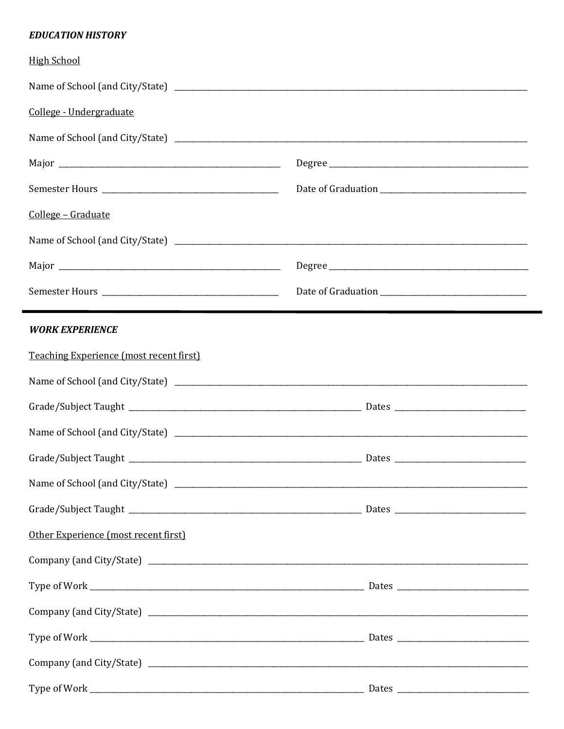***EDUCATION HISTORY***

High School

Name of School (and City/State) ____________________________________________

College - Undergraduate

Name of School (and City/State) ____________________________________________

Major ______________________________ Degree ______________________________

Semester Hours ______________________ Date of Graduation ____________________

College – Graduate

Name of School (and City/State) ____________________________________________

Major ______________________________ Degree ______________________________

Semester Hours ______________________ Date of Graduation ____________________

---

***WORK EXPERIENCE***

Teaching Experience (most recent first)

Name of School (and City/State) ____________________________________________

Grade/Subject Taught ______________________________ Dates __________________

Name of School (and City/State) ____________________________________________

Grade/Subject Taught ______________________________ Dates __________________

Name of School (and City/State) ____________________________________________

Grade/Subject Taught ______________________________ Dates __________________

Other Experience (most recent first)

Company (and City/State) ___________________________________________________

Type of Work _____________________________________ Dates __________________

Company (and City/State) ___________________________________________________

Type of Work _____________________________________ Dates __________________

Company (and City/State) ___________________________________________________

Type of Work _____________________________________ Dates __________________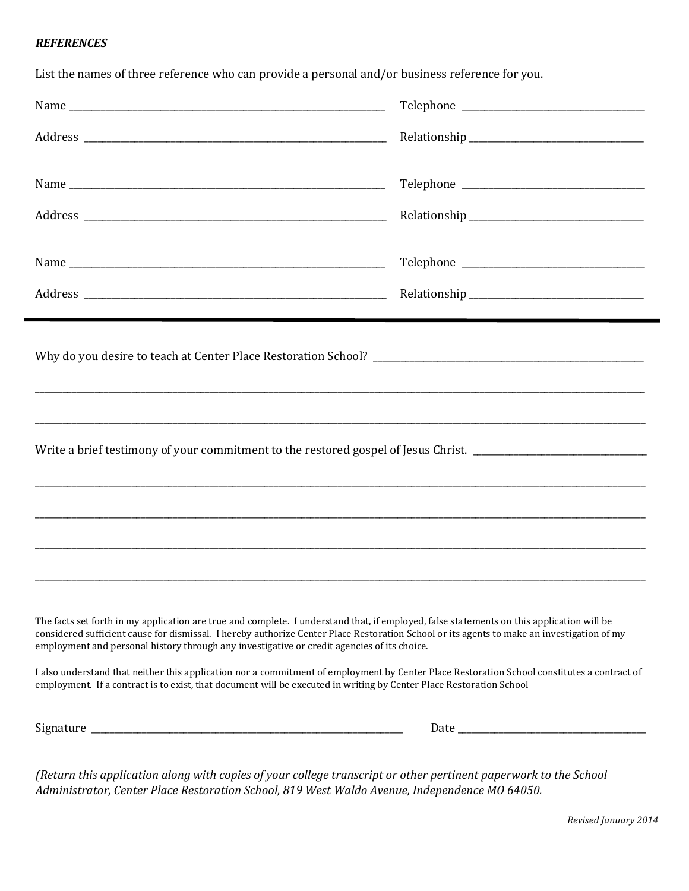***REFERENCES***

List the names of three reference who can provide a personal and/or business reference for you.

Name ____________________ Telephone ____________________

Address ____________________ Relationship ____________________

Name ____________________ Telephone ____________________

Address ____________________ Relationship ____________________

Name ____________________ Telephone ____________________

Address ____________________ Relationship ____________________

---

Why do you desire to teach at Center Place Restoration School? ____________________

________________________________________

________________________________________

Write a brief testimony of your commitment to the restored gospel of Jesus Christ. ____________________

________________________________________

________________________________________

________________________________________

________________________________________

The facts set forth in my application are true and complete. I understand that, if employed, false statements on this application will be considered sufficient cause for dismissal. I hereby authorize Center Place Restoration School or its agents to make an investigation of my employment and personal history through any investigative or credit agencies of its choice.

I also understand that neither this application nor a commitment of employment by Center Place Restoration School constitutes a contract of employment. If a contract is to exist, that document will be executed in writing by Center Place Restoration School

Signature ____________________ Date ____________________

*(Return this application along with copies of your college transcript or other pertinent paperwork to the School Administrator, Center Place Restoration School, 819 West Waldo Avenue, Independence MO 64050.*

*Revised January 2014*